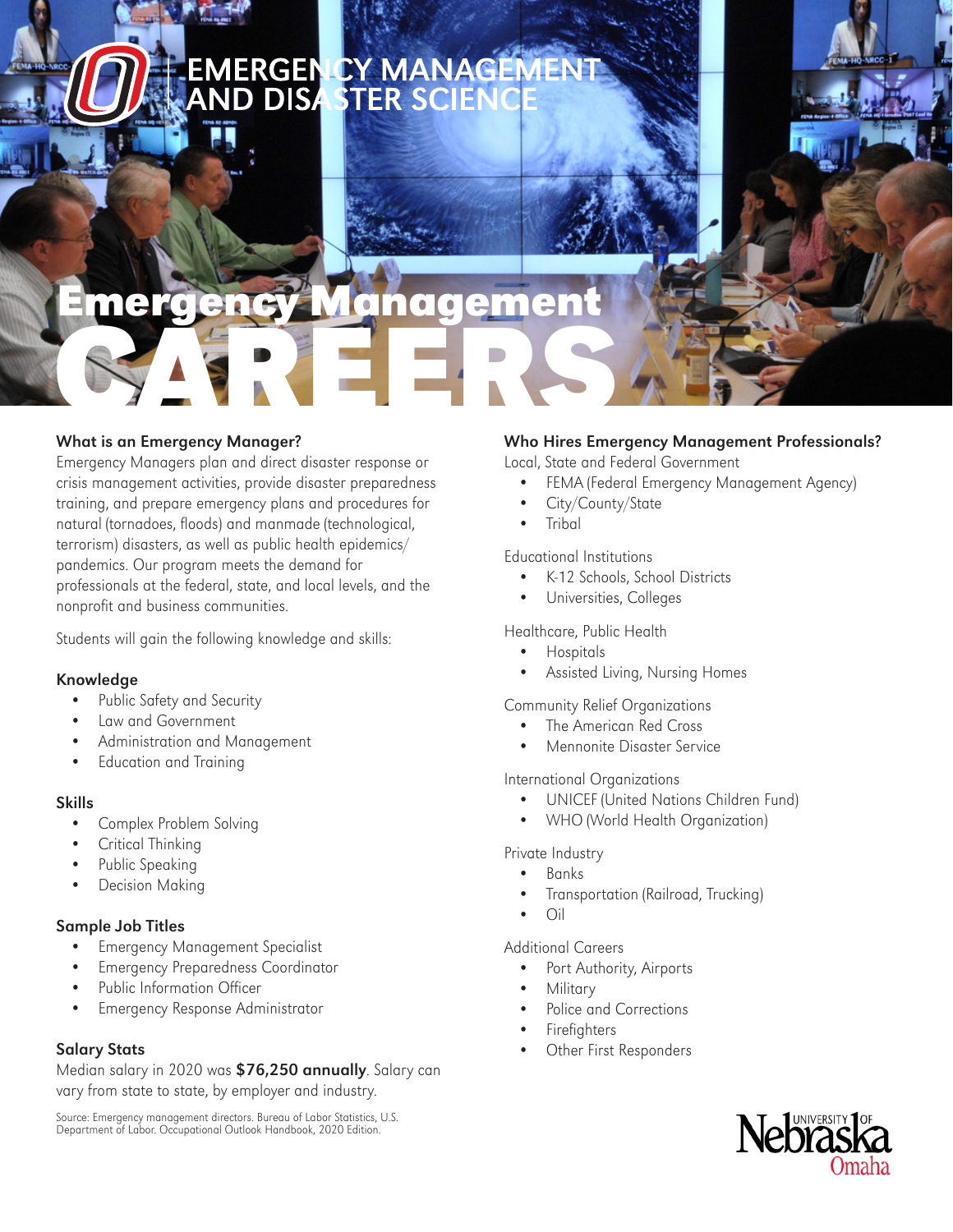# EMERGENCY MANAGEMENT AND DISASTER SCIENCE

# Emergency Management CAREERS

### What is an Emergency Manager?

Emergency Managers plan and direct disaster response or crisis management activities, provide disaster preparedness training, and prepare emergency plans and procedures for natural (tornadoes, floods) and manmade (technological, terrorism) disasters, as well as public health epidemics/pandemics. Our program meets the demand for professionals at the federal, state, and local levels, and the nonprofit and business communities.

Students will gain the following knowledge and skills:

### Knowledge

- Public Safety and Security
- Law and Government
- Administration and Management
- Education and Training

### Skills

- Complex Problem Solving
- Critical Thinking
- Public Speaking
- Decision Making

### Sample Job Titles

- Emergency Management Specialist
- Emergency Preparedness Coordinator
- Public Information Officer
- Emergency Response Administrator

### Salary Stats

Median salary in 2020 was **$76,250 annually**. Salary can vary from state to state, by employer and industry.

Source: Emergency management directors. Bureau of Labor Statistics, U.S. Department of Labor. Occupational Outlook Handbook, 2020 Edition.

### Who Hires Emergency Management Professionals?

Local, State and Federal Government

- FEMA (Federal Emergency Management Agency)
- City/County/State
- Tribal

Educational Institutions

- K-12 Schools, School Districts
- Universities, Colleges

Healthcare, Public Health

- Hospitals
- Assisted Living, Nursing Homes

Community Relief Organizations

- The American Red Cross
- Mennonite Disaster Service

International Organizations

- UNICEF (United Nations Children Fund)
- WHO (World Health Organization)

Private Industry

- Banks
- Transportation (Railroad, Trucking)
- Oil

Additional Careers

- Port Authority, Airports
- Military
- Police and Corrections
- Firefighters
- Other First Responders

University of Nebraska Omaha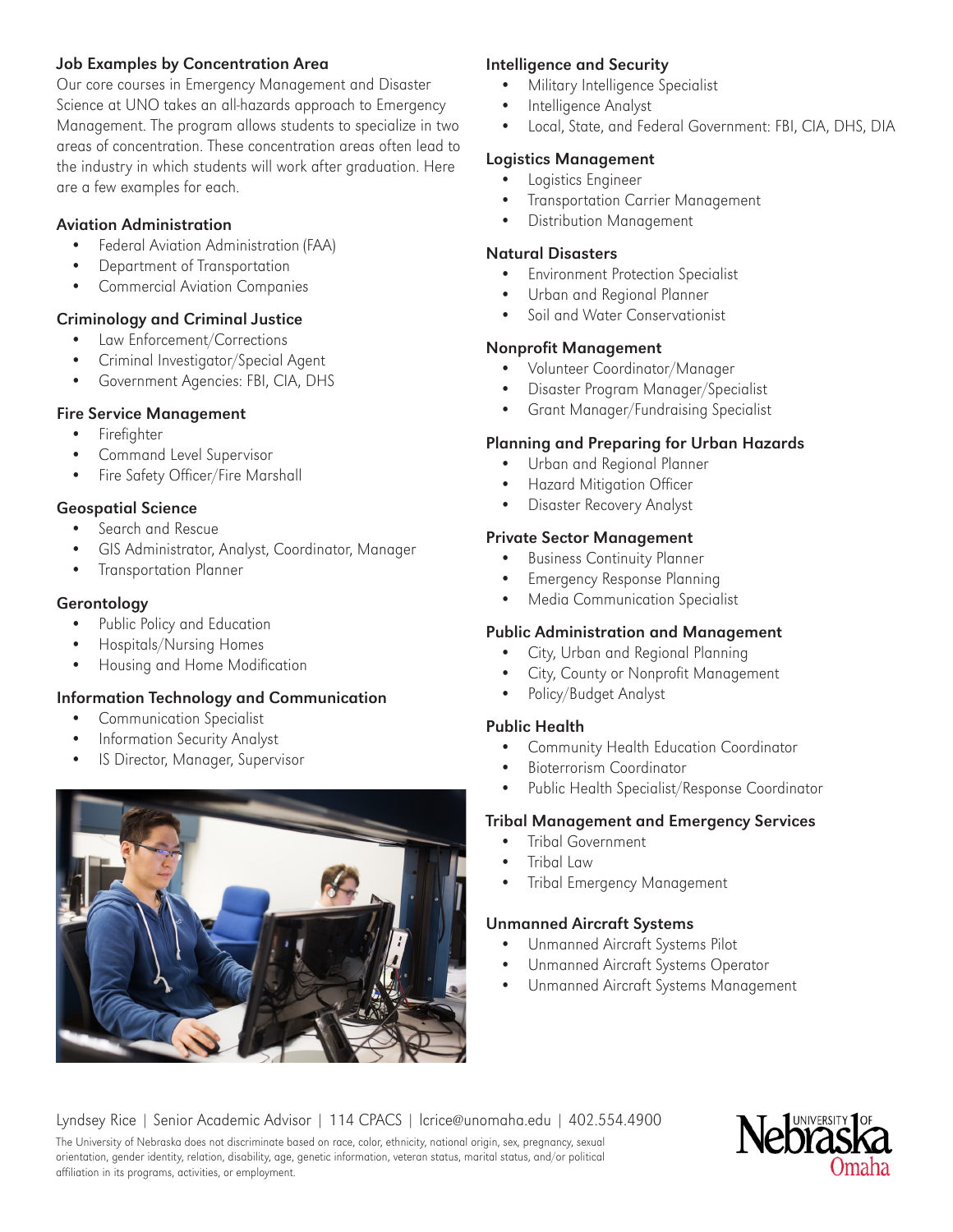## Job Examples by Concentration Area

Our core courses in Emergency Management and Disaster Science at UNO takes an all-hazards approach to Emergency Management. The program allows students to specialize in two areas of concentration. These concentration areas often lead to the industry in which students will work after graduation. Here are a few examples for each.

### Aviation Administration

- Federal Aviation Administration (FAA)
- Department of Transportation
- Commercial Aviation Companies

### Criminology and Criminal Justice

- Law Enforcement/Corrections
- Criminal Investigator/Special Agent
- Government Agencies: FBI, CIA, DHS

### Fire Service Management

- Firefighter
- Command Level Supervisor
- Fire Safety Officer/Fire Marshall

### Geospatial Science

- Search and Rescue
- GIS Administrator, Analyst, Coordinator, Manager
- Transportation Planner

### Gerontology

- Public Policy and Education
- Hospitals/Nursing Homes
- Housing and Home Modification

### Information Technology and Communication

- Communication Specialist
- Information Security Analyst
- IS Director, Manager, Supervisor

### Intelligence and Security

- Military Intelligence Specialist
- Intelligence Analyst
- Local, State, and Federal Government: FBI, CIA, DHS, DIA

### Logistics Management

- Logistics Engineer
- Transportation Carrier Management
- Distribution Management

### Natural Disasters

- Environment Protection Specialist
- Urban and Regional Planner
- Soil and Water Conservationist

### Nonprofit Management

- Volunteer Coordinator/Manager
- Disaster Program Manager/Specialist
- Grant Manager/Fundraising Specialist

### Planning and Preparing for Urban Hazards

- Urban and Regional Planner
- Hazard Mitigation Officer
- Disaster Recovery Analyst

### Private Sector Management

- Business Continuity Planner
- Emergency Response Planning
- Media Communication Specialist

### Public Administration and Management

- City, Urban and Regional Planning
- City, County or Nonprofit Management
- Policy/Budget Analyst

### Public Health

- Community Health Education Coordinator
- Bioterrorism Coordinator
- Public Health Specialist/Response Coordinator

### Tribal Management and Emergency Services

- Tribal Government
- Tribal Law
- Tribal Emergency Management

### Unmanned Aircraft Systems

- Unmanned Aircraft Systems Pilot
- Unmanned Aircraft Systems Operator
- Unmanned Aircraft Systems Management

Lyndsey Rice | Senior Academic Advisor | 114 CPACS | lcrice@unomaha.edu | 402.554.4900

The University of Nebraska does not discriminate based on race, color, ethnicity, national origin, sex, pregnancy, sexual orientation, gender identity, relation, disability, age, genetic information, veteran status, marital status, and/or political affiliation in its programs, activities, or employment.

University of Nebraska Omaha